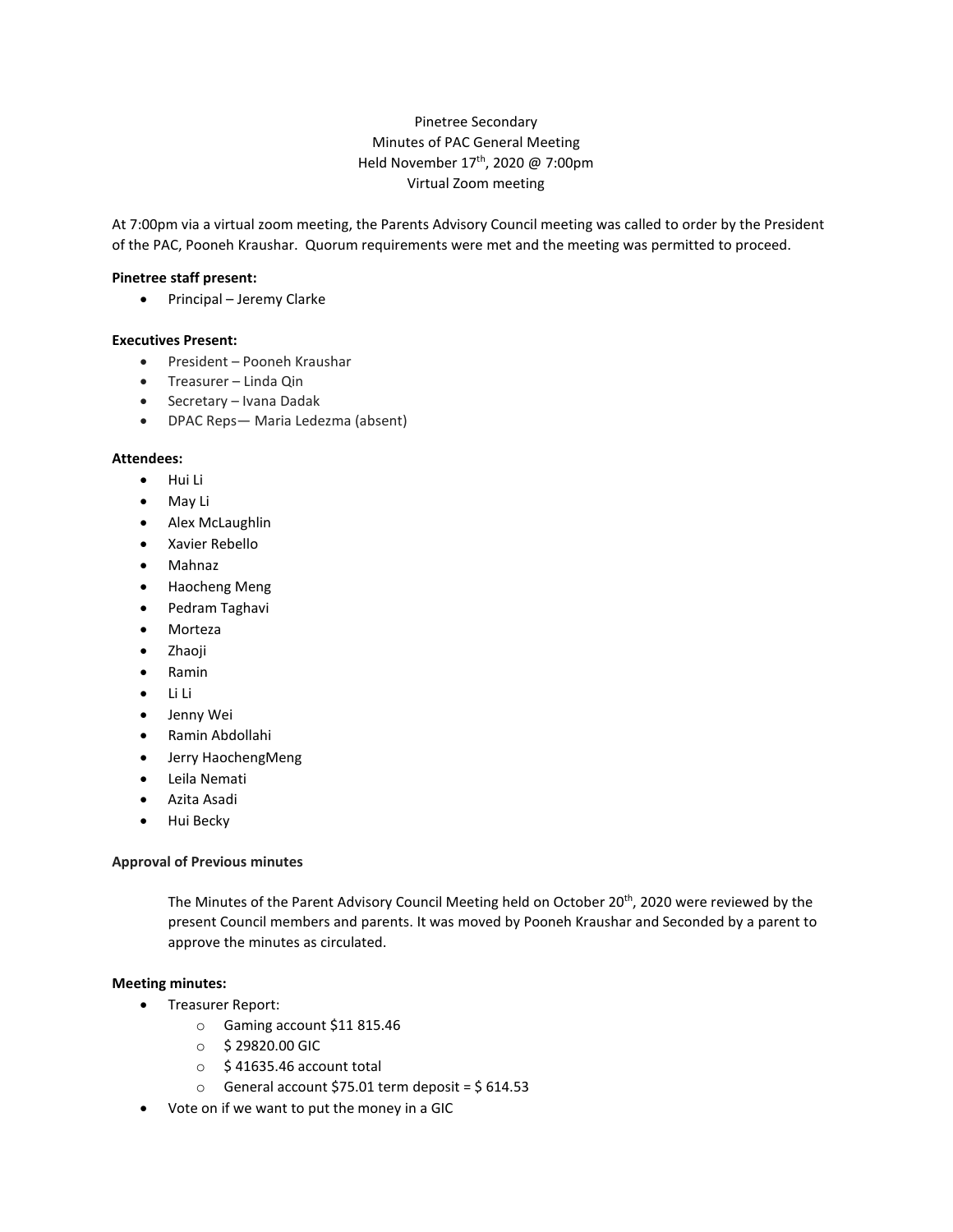# Pinetree Secondary
## Minutes of PAC General Meeting
### Held November 17th, 2020 @ 7:00pm
### Virtual Zoom meeting

At 7:00pm via a virtual zoom meeting, the Parents Advisory Council meeting was called to order by the President of the PAC, Pooneh Kraushar. Quorum requirements were met and the meeting was permitted to proceed.

**Pinetree staff present:**

- Principal – Jeremy Clarke

**Executives Present:**

- President – Pooneh Kraushar
- Treasurer – Linda Qin
- Secretary – Ivana Dadak
- DPAC Reps— Maria Ledezma (absent)

**Attendees:**

- Hui Li
- May Li
- Alex McLaughlin
- Xavier Rebello
- Mahnaz
- Haocheng Meng
- Pedram Taghavi
- Morteza
- Zhaoji
- Ramin
- Li Li
- Jenny Wei
- Ramin Abdollahi
- Jerry HaochengMeng
- Leila Nemati
- Azita Asadi
- Hui Becky

**Approval of Previous minutes**

The Minutes of the Parent Advisory Council Meeting held on October 20th, 2020 were reviewed by the present Council members and parents. It was moved by Pooneh Kraushar and Seconded by a parent to approve the minutes as circulated.

**Meeting minutes:**

- Treasurer Report:
  - Gaming account $11 815.46
  - $ 29820.00 GIC
  - $ 41635.46 account total
  - General account $75.01 term deposit = $ 614.53
- Vote on if we want to put the money in a GIC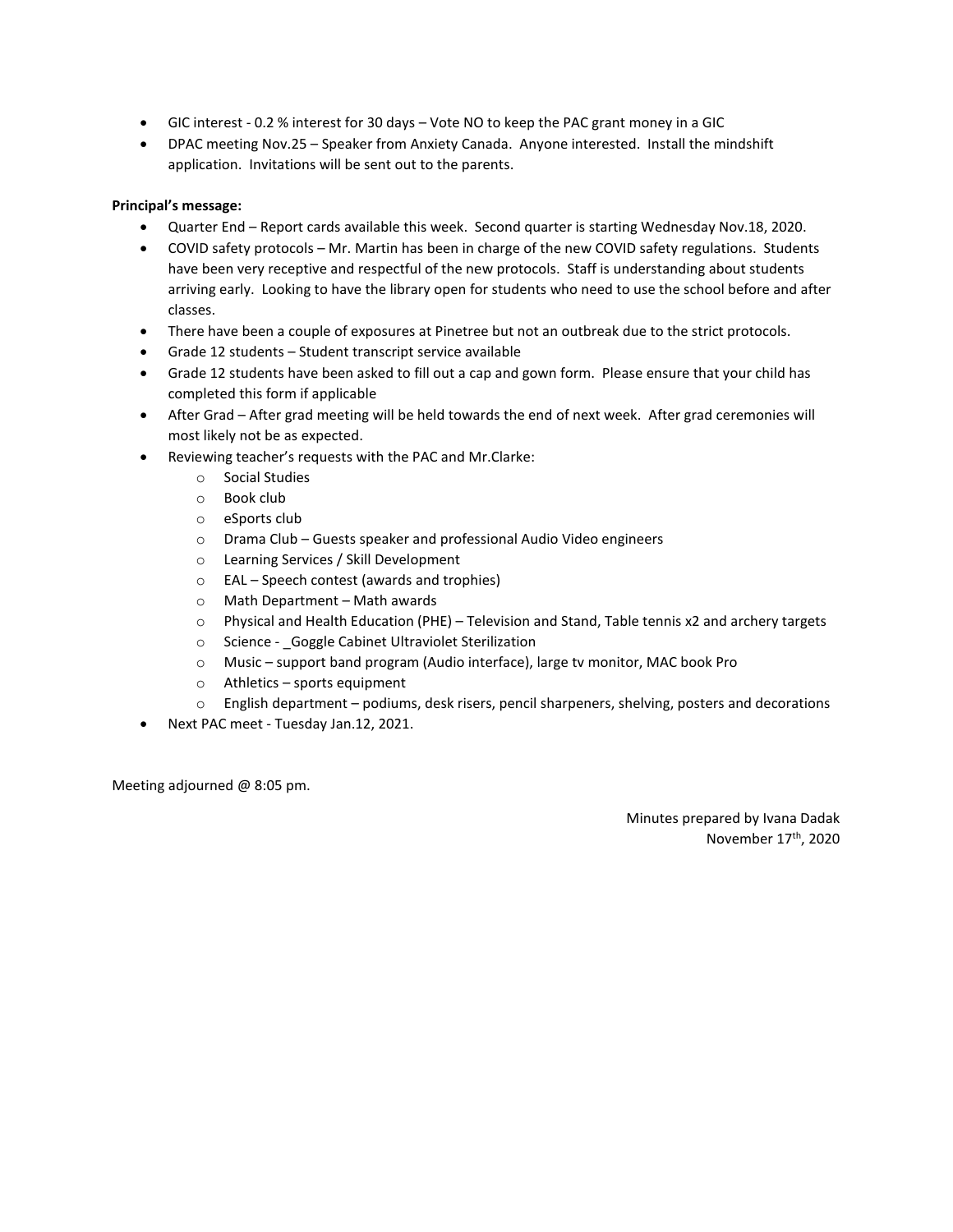- GIC interest - 0.2 % interest for 30 days – Vote NO to keep the PAC grant money in a GIC
- DPAC meeting Nov.25 – Speaker from Anxiety Canada. Anyone interested. Install the mindshift application. Invitations will be sent out to the parents.

**Principal's message:**

- Quarter End – Report cards available this week. Second quarter is starting Wednesday Nov.18, 2020.
- COVID safety protocols – Mr. Martin has been in charge of the new COVID safety regulations. Students have been very receptive and respectful of the new protocols. Staff is understanding about students arriving early. Looking to have the library open for students who need to use the school before and after classes.
- There have been a couple of exposures at Pinetree but not an outbreak due to the strict protocols.
- Grade 12 students – Student transcript service available
- Grade 12 students have been asked to fill out a cap and gown form. Please ensure that your child has completed this form if applicable
- After Grad – After grad meeting will be held towards the end of next week. After grad ceremonies will most likely not be as expected.
- Reviewing teacher's requests with the PAC and Mr.Clarke:
  - Social Studies
  - Book club
  - eSports club
  - Drama Club – Guests speaker and professional Audio Video engineers
  - Learning Services / Skill Development
  - EAL – Speech contest (awards and trophies)
  - Math Department – Math awards
  - Physical and Health Education (PHE) – Television and Stand, Table tennis x2 and archery targets
  - Science - _Goggle Cabinet Ultraviolet Sterilization
  - Music – support band program (Audio interface), large tv monitor, MAC book Pro
  - Athletics – sports equipment
  - English department – podiums, desk risers, pencil sharpeners, shelving, posters and decorations
- Next PAC meet - Tuesday Jan.12, 2021.

Meeting adjourned @ 8:05 pm.

Minutes prepared by Ivana Dadak
November 17th, 2020